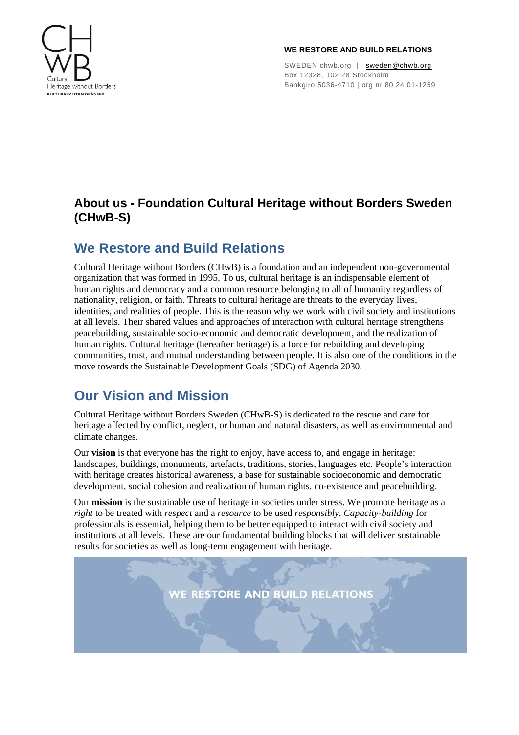**WE RESTORE AND BUILD RELATIONS**

SWEDEN chwb.org | sweden@chwb.org
Box 12328, 102 28 Stockholm
Bankgiro 5036-4710 | org nr 80 24 01-1259

# About us - Foundation Cultural Heritage without Borders Sweden (CHwB-S)

## We Restore and Build Relations

Cultural Heritage without Borders (CHwB) is a foundation and an independent non-governmental organization that was formed in 1995. To us, cultural heritage is an indispensable element of human rights and democracy and a common resource belonging to all of humanity regardless of nationality, religion, or faith. Threats to cultural heritage are threats to the everyday lives, identities, and realities of people. This is the reason why we work with civil society and institutions at all levels. Their shared values and approaches of interaction with cultural heritage strengthens peacebuilding, sustainable socio-economic and democratic development, and the realization of human rights. Cultural heritage (hereafter heritage) is a force for rebuilding and developing communities, trust, and mutual understanding between people. It is also one of the conditions in the move towards the Sustainable Development Goals (SDG) of Agenda 2030.

## Our Vision and Mission

Cultural Heritage without Borders Sweden (CHwB-S) is dedicated to the rescue and care for heritage affected by conflict, neglect, or human and natural disasters, as well as environmental and climate changes.

Our **vision** is that everyone has the right to enjoy, have access to, and engage in heritage: landscapes, buildings, monuments, artefacts, traditions, stories, languages etc. People's interaction with heritage creates historical awareness, a base for sustainable socioeconomic and democratic development, social cohesion and realization of human rights, co-existence and peacebuilding.

Our **mission** is the sustainable use of heritage in societies under stress. We promote heritage as a *right* to be treated with *respect* and a *resource* to be used *responsibly*. *Capacity-building* for professionals is essential, helping them to be better equipped to interact with civil society and institutions at all levels. These are our fundamental building blocks that will deliver sustainable results for societies as well as long-term engagement with heritage.

WE RESTORE AND BUILD RELATIONS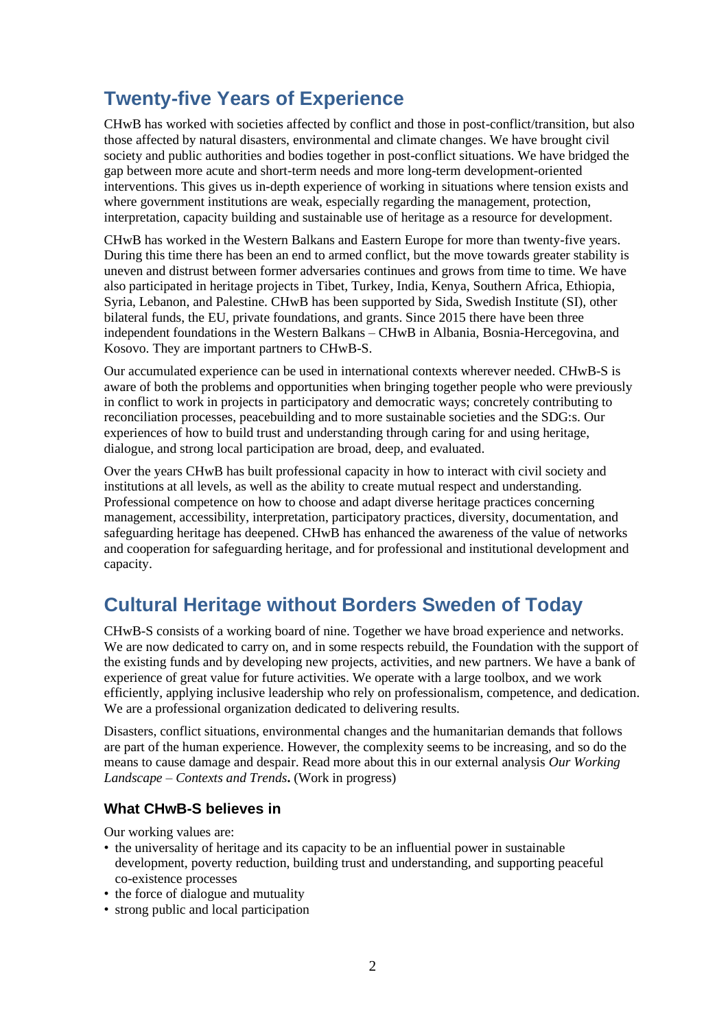## Twenty-five Years of Experience

CHwB has worked with societies affected by conflict and those in post-conflict/transition, but also those affected by natural disasters, environmental and climate changes. We have brought civil society and public authorities and bodies together in post-conflict situations. We have bridged the gap between more acute and short-term needs and more long-term development-oriented interventions. This gives us in-depth experience of working in situations where tension exists and where government institutions are weak, especially regarding the management, protection, interpretation, capacity building and sustainable use of heritage as a resource for development.

CHwB has worked in the Western Balkans and Eastern Europe for more than twenty-five years. During this time there has been an end to armed conflict, but the move towards greater stability is uneven and distrust between former adversaries continues and grows from time to time. We have also participated in heritage projects in Tibet, Turkey, India, Kenya, Southern Africa, Ethiopia, Syria, Lebanon, and Palestine. CHwB has been supported by Sida, Swedish Institute (SI), other bilateral funds, the EU, private foundations, and grants. Since 2015 there have been three independent foundations in the Western Balkans – CHwB in Albania, Bosnia-Hercegovina, and Kosovo. They are important partners to CHwB-S.

Our accumulated experience can be used in international contexts wherever needed. CHwB-S is aware of both the problems and opportunities when bringing together people who were previously in conflict to work in projects in participatory and democratic ways; concretely contributing to reconciliation processes, peacebuilding and to more sustainable societies and the SDG:s. Our experiences of how to build trust and understanding through caring for and using heritage, dialogue, and strong local participation are broad, deep, and evaluated.

Over the years CHwB has built professional capacity in how to interact with civil society and institutions at all levels, as well as the ability to create mutual respect and understanding. Professional competence on how to choose and adapt diverse heritage practices concerning management, accessibility, interpretation, participatory practices, diversity, documentation, and safeguarding heritage has deepened. CHwB has enhanced the awareness of the value of networks and cooperation for safeguarding heritage, and for professional and institutional development and capacity.

## Cultural Heritage without Borders Sweden of Today

CHwB-S consists of a working board of nine. Together we have broad experience and networks. We are now dedicated to carry on, and in some respects rebuild, the Foundation with the support of the existing funds and by developing new projects, activities, and new partners. We have a bank of experience of great value for future activities. We operate with a large toolbox, and we work efficiently, applying inclusive leadership who rely on professionalism, competence, and dedication. We are a professional organization dedicated to delivering results.

Disasters, conflict situations, environmental changes and the humanitarian demands that follows are part of the human experience. However, the complexity seems to be increasing, and so do the means to cause damage and despair. Read more about this in our external analysis *Our Working Landscape – Contexts and Trends***.** (Work in progress)

### What CHwB-S believes in

Our working values are:

- the universality of heritage and its capacity to be an influential power in sustainable development, poverty reduction, building trust and understanding, and supporting peaceful co-existence processes
- the force of dialogue and mutuality
- strong public and local participation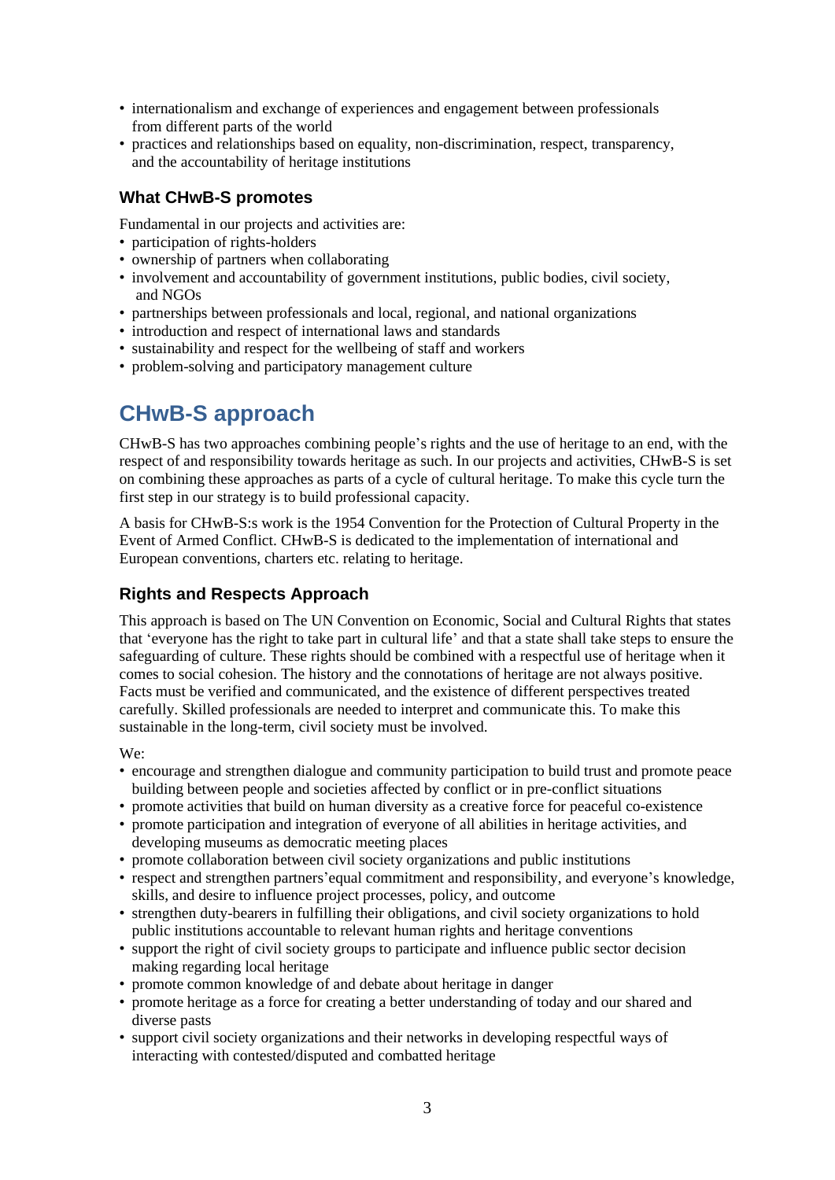- internationalism and exchange of experiences and engagement between professionals from different parts of the world
- practices and relationships based on equality, non-discrimination, respect, transparency, and the accountability of heritage institutions

### What CHwB-S promotes

Fundamental in our projects and activities are:

- participation of rights-holders
- ownership of partners when collaborating
- involvement and accountability of government institutions, public bodies, civil society, and NGOs
- partnerships between professionals and local, regional, and national organizations
- introduction and respect of international laws and standards
- sustainability and respect for the wellbeing of staff and workers
- problem-solving and participatory management culture

## CHwB-S approach

CHwB-S has two approaches combining people's rights and the use of heritage to an end, with the respect of and responsibility towards heritage as such. In our projects and activities, CHwB-S is set on combining these approaches as parts of a cycle of cultural heritage. To make this cycle turn the first step in our strategy is to build professional capacity.

A basis for CHwB-S:s work is the 1954 Convention for the Protection of Cultural Property in the Event of Armed Conflict. CHwB-S is dedicated to the implementation of international and European conventions, charters etc. relating to heritage.

### Rights and Respects Approach

This approach is based on The UN Convention on Economic, Social and Cultural Rights that states that 'everyone has the right to take part in cultural life' and that a state shall take steps to ensure the safeguarding of culture. These rights should be combined with a respectful use of heritage when it comes to social cohesion. The history and the connotations of heritage are not always positive. Facts must be verified and communicated, and the existence of different perspectives treated carefully. Skilled professionals are needed to interpret and communicate this. To make this sustainable in the long-term, civil society must be involved.

We:

- encourage and strengthen dialogue and community participation to build trust and promote peace building between people and societies affected by conflict or in pre-conflict situations
- promote activities that build on human diversity as a creative force for peaceful co-existence
- promote participation and integration of everyone of all abilities in heritage activities, and developing museums as democratic meeting places
- promote collaboration between civil society organizations and public institutions
- respect and strengthen partners'equal commitment and responsibility, and everyone's knowledge, skills, and desire to influence project processes, policy, and outcome
- strengthen duty-bearers in fulfilling their obligations, and civil society organizations to hold public institutions accountable to relevant human rights and heritage conventions
- support the right of civil society groups to participate and influence public sector decision making regarding local heritage
- promote common knowledge of and debate about heritage in danger
- promote heritage as a force for creating a better understanding of today and our shared and diverse pasts
- support civil society organizations and their networks in developing respectful ways of interacting with contested/disputed and combatted heritage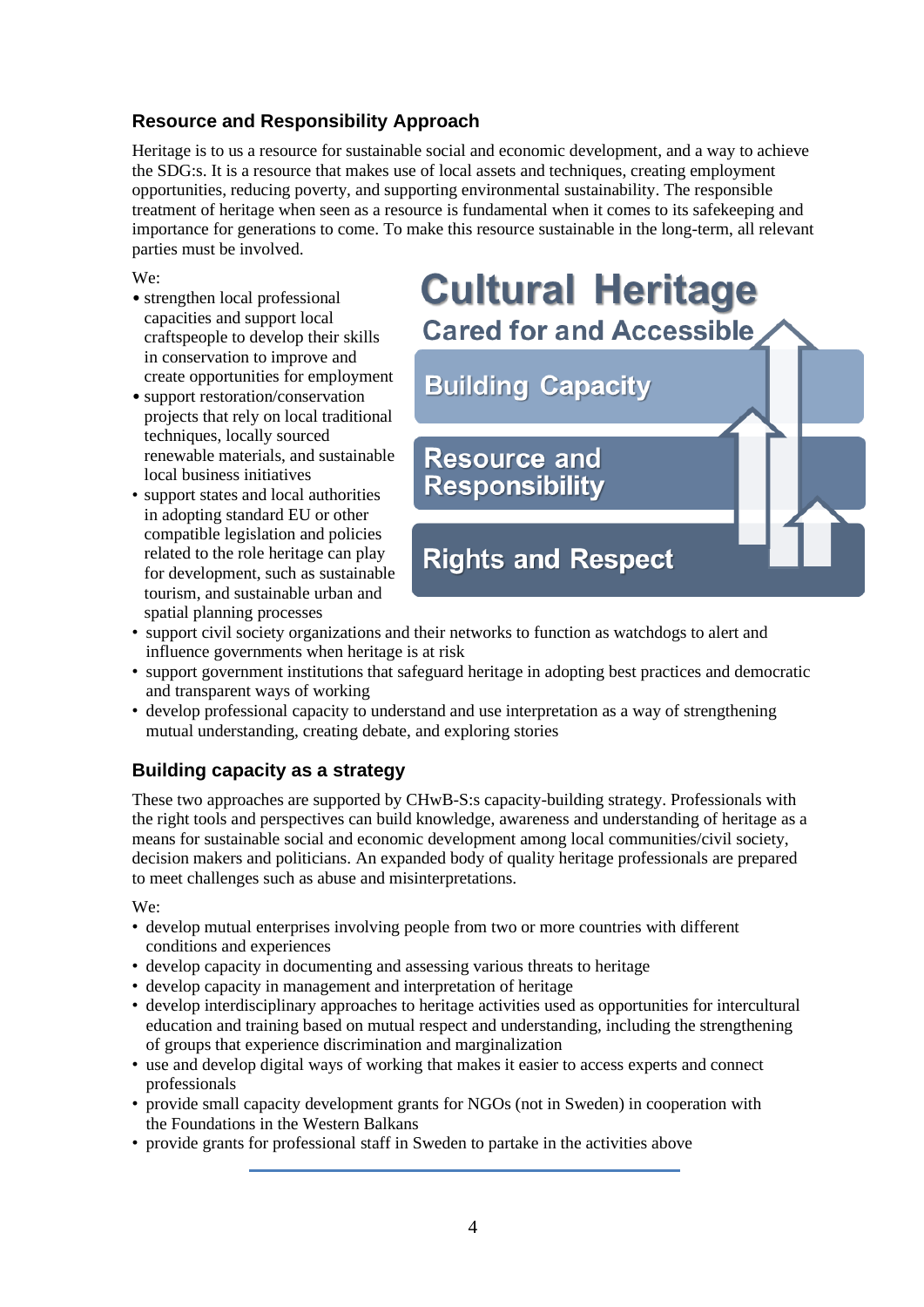### Resource and Responsibility Approach

Heritage is to us a resource for sustainable social and economic development, and a way to achieve the SDG:s. It is a resource that makes use of local assets and techniques, creating employment opportunities, reducing poverty, and supporting environmental sustainability. The responsible treatment of heritage when seen as a resource is fundamental when it comes to its safekeeping and importance for generations to come. To make this resource sustainable in the long-term, all relevant parties must be involved.

We:

- strengthen local professional capacities and support local craftspeople to develop their skills in conservation to improve and create opportunities for employment
- support restoration/conservation projects that rely on local traditional techniques, locally sourced renewable materials, and sustainable local business initiatives
- support states and local authorities in adopting standard EU or other compatible legislation and policies related to the role heritage can play for development, such as sustainable tourism, and sustainable urban and spatial planning processes
- support civil society organizations and their networks to function as watchdogs to alert and influence governments when heritage is at risk
- support government institutions that safeguard heritage in adopting best practices and democratic and transparent ways of working
- develop professional capacity to understand and use interpretation as a way of strengthening mutual understanding, creating debate, and exploring stories

Cultural Heritage
Cared for and Accessible
Building Capacity
Resource and Responsibility
Rights and Respect

### Building capacity as a strategy

These two approaches are supported by CHwB-S:s capacity-building strategy. Professionals with the right tools and perspectives can build knowledge, awareness and understanding of heritage as a means for sustainable social and economic development among local communities/civil society, decision makers and politicians. An expanded body of quality heritage professionals are prepared to meet challenges such as abuse and misinterpretations.

We:

- develop mutual enterprises involving people from two or more countries with different conditions and experiences
- develop capacity in documenting and assessing various threats to heritage
- develop capacity in management and interpretation of heritage
- develop interdisciplinary approaches to heritage activities used as opportunities for intercultural education and training based on mutual respect and understanding, including the strengthening of groups that experience discrimination and marginalization
- use and develop digital ways of working that makes it easier to access experts and connect professionals
- provide small capacity development grants for NGOs (not in Sweden) in cooperation with the Foundations in the Western Balkans
- provide grants for professional staff in Sweden to partake in the activities above